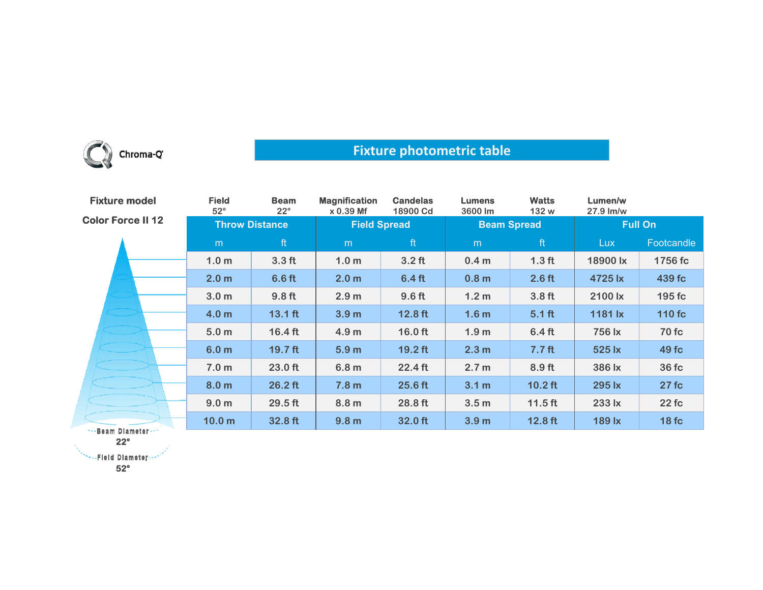Chroma-Q

# Fixture photometric table

**Fixture model**

**Color Force II 12**

| Field | Beam | Magnification | Candelas | Lumens | Watts | Lumen/w |
|---|---|---|---|---|---|---|
| 52° | 22° | x 0.39 Mf | 18900 Cd | 3600 lm | 132 w | 27.9 lm/w |

| Throw Distance | | Field Spread | | Beam Spread | | Full On | |
|---|---|---|---|---|---|---|---|
| m | ft | m | ft | m | ft | Lux | Footcandle |
| 1.0 m | 3.3 ft | 1.0 m | 3.2 ft | 0.4 m | 1.3 ft | 18900 lx | 1756 fc |
| 2.0 m | 6.6 ft | 2.0 m | 6.4 ft | 0.8 m | 2.6 ft | 4725 lx | 439 fc |
| 3.0 m | 9.8 ft | 2.9 m | 9.6 ft | 1.2 m | 3.8 ft | 2100 lx | 195 fc |
| 4.0 m | 13.1 ft | 3.9 m | 12.8 ft | 1.6 m | 5.1 ft | 1181 lx | 110 fc |
| 5.0 m | 16.4 ft | 4.9 m | 16.0 ft | 1.9 m | 6.4 ft | 756 lx | 70 fc |
| 6.0 m | 19.7 ft | 5.9 m | 19.2 ft | 2.3 m | 7.7 ft | 525 lx | 49 fc |
| 7.0 m | 23.0 ft | 6.8 m | 22.4 ft | 2.7 m | 8.9 ft | 386 lx | 36 fc |
| 8.0 m | 26.2 ft | 7.8 m | 25.6 ft | 3.1 m | 10.2 ft | 295 lx | 27 fc |
| 9.0 m | 29.5 ft | 8.8 m | 28.8 ft | 3.5 m | 11.5 ft | 233 lx | 22 fc |
| 10.0 m | 32.8 ft | 9.8 m | 32.0 ft | 3.9 m | 12.8 ft | 189 lx | 18 fc |

Beam Diameter 22°

Field Diameter 52°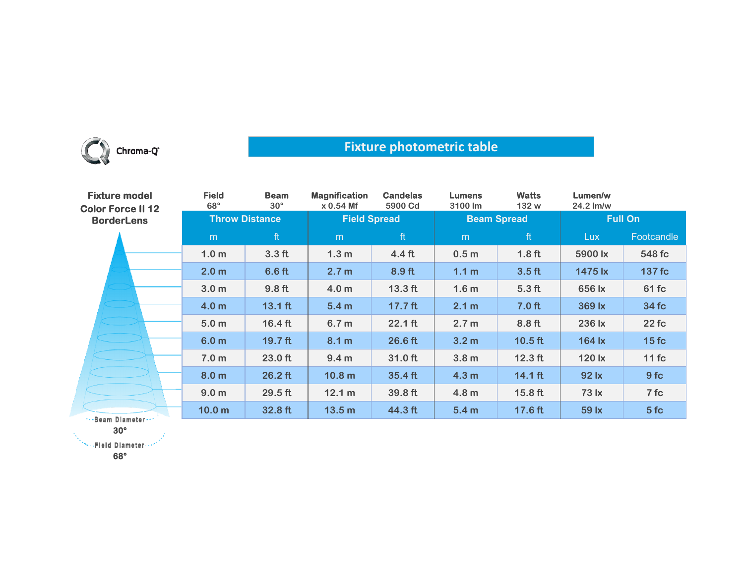Chroma-Q

# Fixture photometric table

**Fixture model**
**Color Force II 12**
**BorderLens**

| Field | Beam | Magnification | Candelas | Lumens | Watts | Lumen/w |
|---|---|---|---|---|---|---|
| 68° | 30° | x 0.54 Mf | 5900 Cd | 3100 lm | 132 w | 24.2 lm/w |

| Throw Distance | | Field Spread | | Beam Spread | | Full On | |
|---|---|---|---|---|---|---|---|
| m | ft | m | ft | m | ft | Lux | Footcandle |
| 1.0 m | 3.3 ft | 1.3 m | 4.4 ft | 0.5 m | 1.8 ft | 5900 lx | 548 fc |
| 2.0 m | 6.6 ft | 2.7 m | 8.9 ft | 1.1 m | 3.5 ft | 1475 lx | 137 fc |
| 3.0 m | 9.8 ft | 4.0 m | 13.3 ft | 1.6 m | 5.3 ft | 656 lx | 61 fc |
| 4.0 m | 13.1 ft | 5.4 m | 17.7 ft | 2.1 m | 7.0 ft | 369 lx | 34 fc |
| 5.0 m | 16.4 ft | 6.7 m | 22.1 ft | 2.7 m | 8.8 ft | 236 lx | 22 fc |
| 6.0 m | 19.7 ft | 8.1 m | 26.6 ft | 3.2 m | 10.5 ft | 164 lx | 15 fc |
| 7.0 m | 23.0 ft | 9.4 m | 31.0 ft | 3.8 m | 12.3 ft | 120 lx | 11 fc |
| 8.0 m | 26.2 ft | 10.8 m | 35.4 ft | 4.3 m | 14.1 ft | 92 lx | 9 fc |
| 9.0 m | 29.5 ft | 12.1 m | 39.8 ft | 4.8 m | 15.8 ft | 73 lx | 7 fc |
| 10.0 m | 32.8 ft | 13.5 m | 44.3 ft | 5.4 m | 17.6 ft | 59 lx | 5 fc |

Beam Diameter
30°

Field Diameter
68°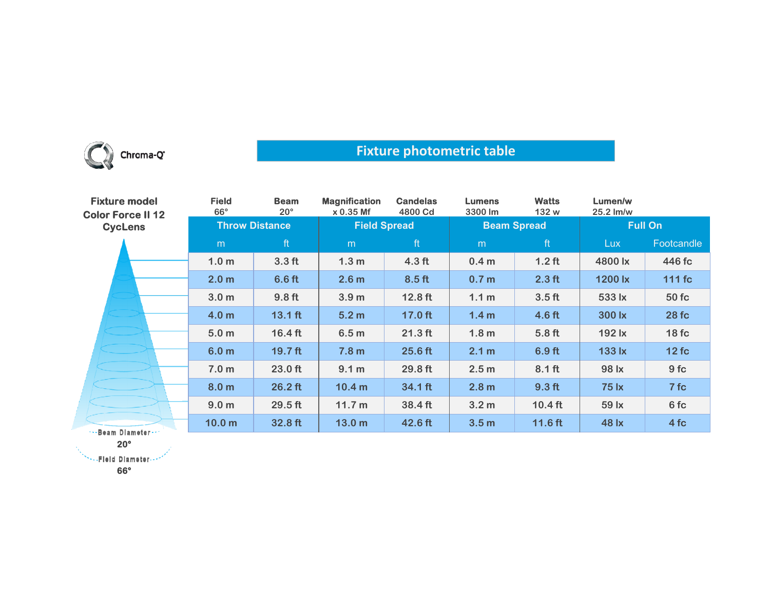Chroma-Q

# Fixture photometric table

**Fixture model**
**Color Force II 12**
**CycLens**

| Field | Beam | Magnification | Candelas | Lumens | Watts | Lumen/w | |
|---|---|---|---|---|---|---|---|
| 66° | 20° | x 0.35 Mf | 4800 Cd | 3300 lm | 132 w | 25.2 lm/w | |

| Throw Distance | | Field Spread | | Beam Spread | | Full On | |
|---|---|---|---|---|---|---|---|
| m | ft | m | ft | m | ft | Lux | Footcandle |
| 1.0 m | 3.3 ft | 1.3 m | 4.3 ft | 0.4 m | 1.2 ft | 4800 lx | 446 fc |
| 2.0 m | 6.6 ft | 2.6 m | 8.5 ft | 0.7 m | 2.3 ft | 1200 lx | 111 fc |
| 3.0 m | 9.8 ft | 3.9 m | 12.8 ft | 1.1 m | 3.5 ft | 533 lx | 50 fc |
| 4.0 m | 13.1 ft | 5.2 m | 17.0 ft | 1.4 m | 4.6 ft | 300 lx | 28 fc |
| 5.0 m | 16.4 ft | 6.5 m | 21.3 ft | 1.8 m | 5.8 ft | 192 lx | 18 fc |
| 6.0 m | 19.7 ft | 7.8 m | 25.6 ft | 2.1 m | 6.9 ft | 133 lx | 12 fc |
| 7.0 m | 23.0 ft | 9.1 m | 29.8 ft | 2.5 m | 8.1 ft | 98 lx | 9 fc |
| 8.0 m | 26.2 ft | 10.4 m | 34.1 ft | 2.8 m | 9.3 ft | 75 lx | 7 fc |
| 9.0 m | 29.5 ft | 11.7 m | 38.4 ft | 3.2 m | 10.4 ft | 59 lx | 6 fc |
| 10.0 m | 32.8 ft | 13.0 m | 42.6 ft | 3.5 m | 11.6 ft | 48 lx | 4 fc |

Beam Diameter
20°

Field Diameter
66°